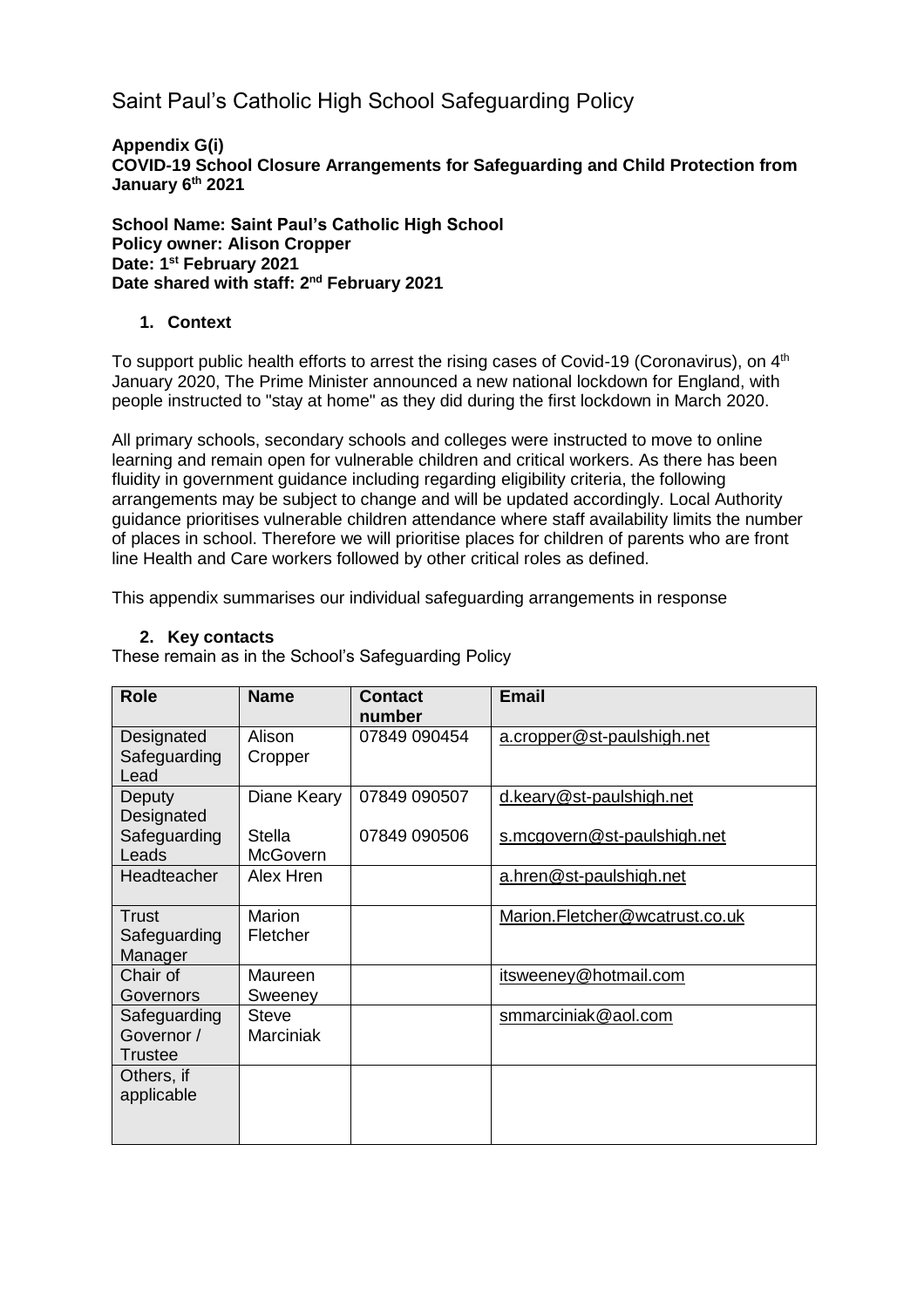# Saint Paul's Catholic High School Safeguarding Policy

**Appendix G(i)**
**COVID-19 School Closure Arrangements for Safeguarding and Child Protection from January 6th 2021**

**School Name: Saint Paul's Catholic High School**
**Policy owner: Alison Cropper**
**Date: 1st February 2021**
**Date shared with staff: 2nd February 2021**

## 1. Context

To support public health efforts to arrest the rising cases of Covid-19 (Coronavirus), on 4th January 2020, The Prime Minister announced a new national lockdown for England, with people instructed to "stay at home" as they did during the first lockdown in March 2020.

All primary schools, secondary schools and colleges were instructed to move to online learning and remain open for vulnerable children and critical workers. As there has been fluidity in government guidance including regarding eligibility criteria, the following arrangements may be subject to change and will be updated accordingly. Local Authority guidance prioritises vulnerable children attendance where staff availability limits the number of places in school. Therefore we will prioritise places for children of parents who are front line Health and Care workers followed by other critical roles as defined.

This appendix summarises our individual safeguarding arrangements in response

## 2. Key contacts

These remain as in the School's Safeguarding Policy

| Role | Name | Contact number | Email |
|---|---|---|---|
| Designated Safeguarding Lead | Alison Cropper | 07849 090454 | a.cropper@st-paulshigh.net |
| Deputy Designated Safeguarding Leads | Diane Keary<br>Stella McGovern | 07849 090507<br>07849 090506 | d.keary@st-paulshigh.net<br>s.mcgovern@st-paulshigh.net |
| Headteacher | Alex Hren | | a.hren@st-paulshigh.net |
| Trust Safeguarding Manager | Marion Fletcher | | Marion.Fletcher@wcatrust.co.uk |
| Chair of Governors | Maureen Sweeney | | itsweeney@hotmail.com |
| Safeguarding Governor / Trustee | Steve Marciniak | | smmarciniak@aol.com |
| Others, if applicable | | | |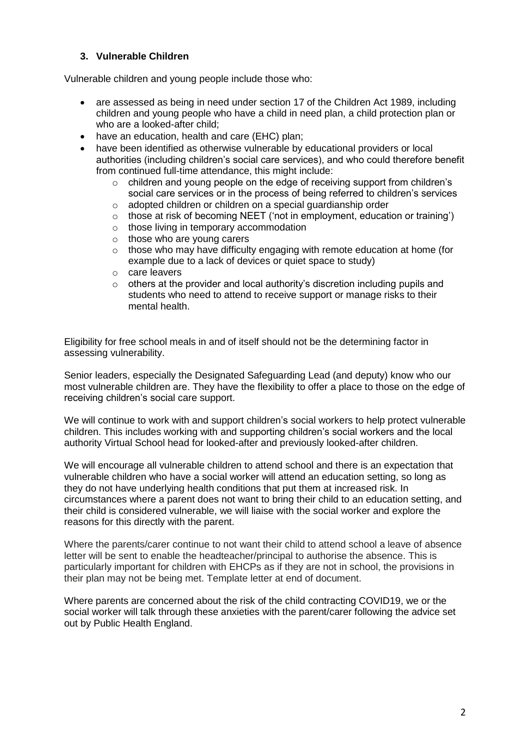### 3. Vulnerable Children

Vulnerable children and young people include those who:

- are assessed as being in need under section 17 of the Children Act 1989, including children and young people who have a child in need plan, a child protection plan or who are a looked-after child;
- have an education, health and care (EHC) plan;
- have been identified as otherwise vulnerable by educational providers or local authorities (including children's social care services), and who could therefore benefit from continued full-time attendance, this might include:
  - children and young people on the edge of receiving support from children's social care services or in the process of being referred to children's services
  - adopted children or children on a special guardianship order
  - those at risk of becoming NEET ('not in employment, education or training')
  - those living in temporary accommodation
  - those who are young carers
  - those who may have difficulty engaging with remote education at home (for example due to a lack of devices or quiet space to study)
  - care leavers
  - others at the provider and local authority's discretion including pupils and students who need to attend to receive support or manage risks to their mental health.

Eligibility for free school meals in and of itself should not be the determining factor in assessing vulnerability.

Senior leaders, especially the Designated Safeguarding Lead (and deputy) know who our most vulnerable children are. They have the flexibility to offer a place to those on the edge of receiving children's social care support.

We will continue to work with and support children's social workers to help protect vulnerable children. This includes working with and supporting children's social workers and the local authority Virtual School head for looked-after and previously looked-after children.

We will encourage all vulnerable children to attend school and there is an expectation that vulnerable children who have a social worker will attend an education setting, so long as they do not have underlying health conditions that put them at increased risk. In circumstances where a parent does not want to bring their child to an education setting, and their child is considered vulnerable, we will liaise with the social worker and explore the reasons for this directly with the parent.

Where the parents/carer continue to not want their child to attend school a leave of absence letter will be sent to enable the headteacher/principal to authorise the absence. This is particularly important for children with EHCPs as if they are not in school, the provisions in their plan may not be being met. Template letter at end of document.

Where parents are concerned about the risk of the child contracting COVID19, we or the social worker will talk through these anxieties with the parent/carer following the advice set out by Public Health England.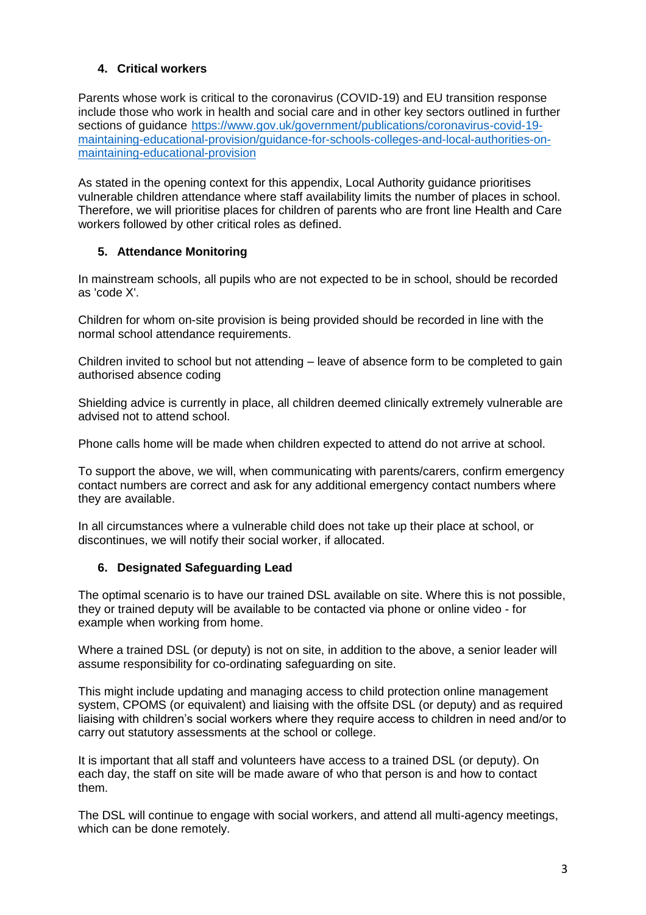## 4. Critical workers

Parents whose work is critical to the coronavirus (COVID-19) and EU transition response include those who work in health and social care and in other key sectors outlined in further sections of guidance [https://www.gov.uk/government/publications/coronavirus-covid-19-maintaining-educational-provision/guidance-for-schools-colleges-and-local-authorities-on-maintaining-educational-provision](https://www.gov.uk/government/publications/coronavirus-covid-19-maintaining-educational-provision/guidance-for-schools-colleges-and-local-authorities-on-maintaining-educational-provision)

As stated in the opening context for this appendix, Local Authority guidance prioritises vulnerable children attendance where staff availability limits the number of places in school. Therefore, we will prioritise places for children of parents who are front line Health and Care workers followed by other critical roles as defined.

## 5. Attendance Monitoring

In mainstream schools, all pupils who are not expected to be in school, should be recorded as 'code X'.

Children for whom on-site provision is being provided should be recorded in line with the normal school attendance requirements.

Children invited to school but not attending – leave of absence form to be completed to gain authorised absence coding

Shielding advice is currently in place, all children deemed clinically extremely vulnerable are advised not to attend school.

Phone calls home will be made when children expected to attend do not arrive at school.

To support the above, we will, when communicating with parents/carers, confirm emergency contact numbers are correct and ask for any additional emergency contact numbers where they are available.

In all circumstances where a vulnerable child does not take up their place at school, or discontinues, we will notify their social worker, if allocated.

## 6. Designated Safeguarding Lead

The optimal scenario is to have our trained DSL available on site. Where this is not possible, they or trained deputy will be available to be contacted via phone or online video - for example when working from home.

Where a trained DSL (or deputy) is not on site, in addition to the above, a senior leader will assume responsibility for co-ordinating safeguarding on site.

This might include updating and managing access to child protection online management system, CPOMS (or equivalent) and liaising with the offsite DSL (or deputy) and as required liaising with children's social workers where they require access to children in need and/or to carry out statutory assessments at the school or college.

It is important that all staff and volunteers have access to a trained DSL (or deputy). On each day, the staff on site will be made aware of who that person is and how to contact them.

The DSL will continue to engage with social workers, and attend all multi-agency meetings, which can be done remotely.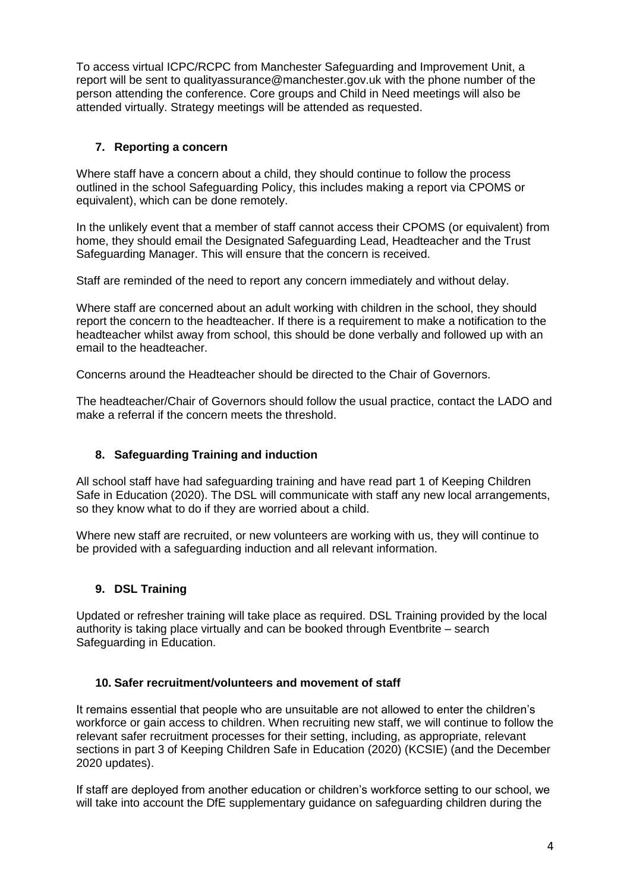To access virtual ICPC/RCPC from Manchester Safeguarding and Improvement Unit, a report will be sent to qualityassurance@manchester.gov.uk with the phone number of the person attending the conference. Core groups and Child in Need meetings will also be attended virtually. Strategy meetings will be attended as requested.

## 7. Reporting a concern

Where staff have a concern about a child, they should continue to follow the process outlined in the school Safeguarding Policy, this includes making a report via CPOMS or equivalent), which can be done remotely.

In the unlikely event that a member of staff cannot access their CPOMS (or equivalent) from home, they should email the Designated Safeguarding Lead, Headteacher and the Trust Safeguarding Manager. This will ensure that the concern is received.

Staff are reminded of the need to report any concern immediately and without delay.

Where staff are concerned about an adult working with children in the school, they should report the concern to the headteacher. If there is a requirement to make a notification to the headteacher whilst away from school, this should be done verbally and followed up with an email to the headteacher.

Concerns around the Headteacher should be directed to the Chair of Governors.

The headteacher/Chair of Governors should follow the usual practice, contact the LADO and make a referral if the concern meets the threshold.

## 8. Safeguarding Training and induction

All school staff have had safeguarding training and have read part 1 of Keeping Children Safe in Education (2020). The DSL will communicate with staff any new local arrangements, so they know what to do if they are worried about a child.

Where new staff are recruited, or new volunteers are working with us, they will continue to be provided with a safeguarding induction and all relevant information.

## 9. DSL Training

Updated or refresher training will take place as required. DSL Training provided by the local authority is taking place virtually and can be booked through Eventbrite – search Safeguarding in Education.

## 10. Safer recruitment/volunteers and movement of staff

It remains essential that people who are unsuitable are not allowed to enter the children's workforce or gain access to children. When recruiting new staff, we will continue to follow the relevant safer recruitment processes for their setting, including, as appropriate, relevant sections in part 3 of Keeping Children Safe in Education (2020) (KCSIE) (and the December 2020 updates).

If staff are deployed from another education or children's workforce setting to our school, we will take into account the DfE supplementary guidance on safeguarding children during the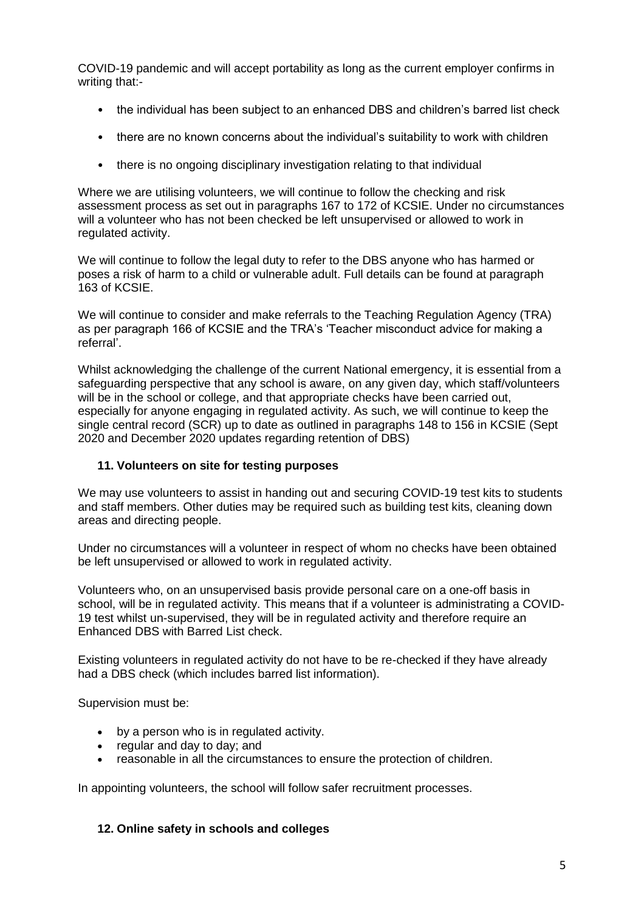COVID-19 pandemic and will accept portability as long as the current employer confirms in writing that:-

- the individual has been subject to an enhanced DBS and children's barred list check
- there are no known concerns about the individual's suitability to work with children
- there is no ongoing disciplinary investigation relating to that individual

Where we are utilising volunteers, we will continue to follow the checking and risk assessment process as set out in paragraphs 167 to 172 of KCSIE. Under no circumstances will a volunteer who has not been checked be left unsupervised or allowed to work in regulated activity.

We will continue to follow the legal duty to refer to the DBS anyone who has harmed or poses a risk of harm to a child or vulnerable adult. Full details can be found at paragraph 163 of KCSIE.

We will continue to consider and make referrals to the Teaching Regulation Agency (TRA) as per paragraph 166 of KCSIE and the TRA's 'Teacher misconduct advice for making a referral'.

Whilst acknowledging the challenge of the current National emergency, it is essential from a safeguarding perspective that any school is aware, on any given day, which staff/volunteers will be in the school or college, and that appropriate checks have been carried out, especially for anyone engaging in regulated activity. As such, we will continue to keep the single central record (SCR) up to date as outlined in paragraphs 148 to 156 in KCSIE (Sept 2020 and December 2020 updates regarding retention of DBS)

### 11. Volunteers on site for testing purposes

We may use volunteers to assist in handing out and securing COVID-19 test kits to students and staff members. Other duties may be required such as building test kits, cleaning down areas and directing people.

Under no circumstances will a volunteer in respect of whom no checks have been obtained be left unsupervised or allowed to work in regulated activity.

Volunteers who, on an unsupervised basis provide personal care on a one-off basis in school, will be in regulated activity. This means that if a volunteer is administrating a COVID-19 test whilst un-supervised, they will be in regulated activity and therefore require an Enhanced DBS with Barred List check.

Existing volunteers in regulated activity do not have to be re-checked if they have already had a DBS check (which includes barred list information).

Supervision must be:

- by a person who is in regulated activity.
- regular and day to day; and
- reasonable in all the circumstances to ensure the protection of children.

In appointing volunteers, the school will follow safer recruitment processes.

### 12. Online safety in schools and colleges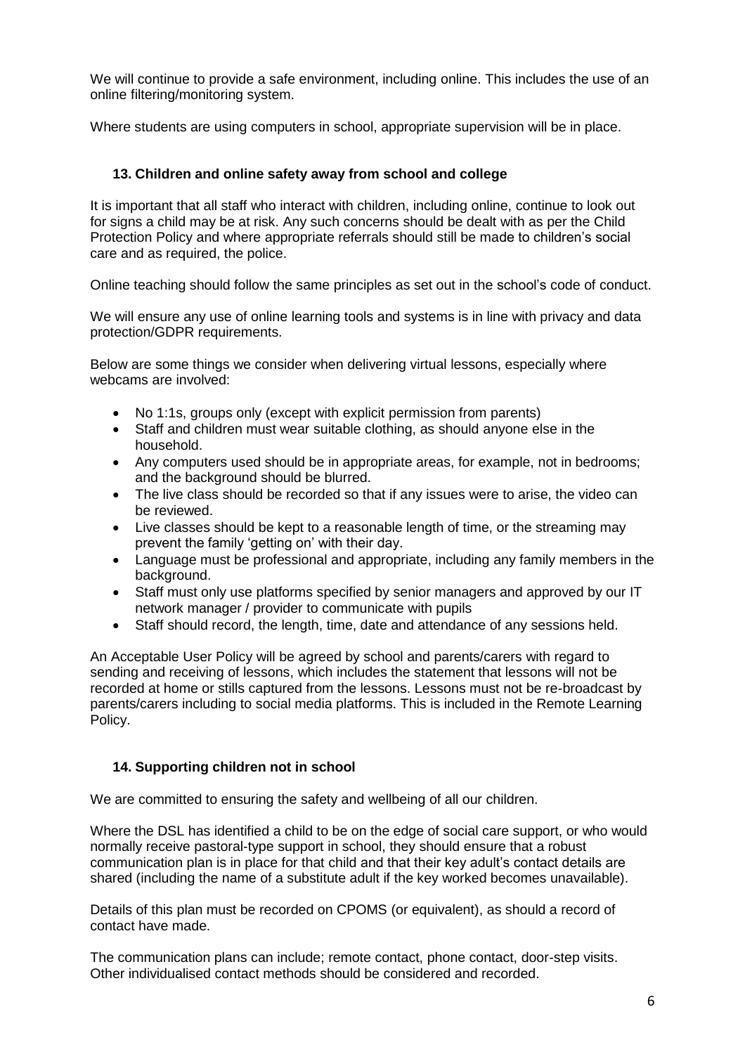We will continue to provide a safe environment, including online. This includes the use of an online filtering/monitoring system.

Where students are using computers in school, appropriate supervision will be in place.

### 13. Children and online safety away from school and college

It is important that all staff who interact with children, including online, continue to look out for signs a child may be at risk. Any such concerns should be dealt with as per the Child Protection Policy and where appropriate referrals should still be made to children's social care and as required, the police.

Online teaching should follow the same principles as set out in the school's code of conduct.

We will ensure any use of online learning tools and systems is in line with privacy and data protection/GDPR requirements.

Below are some things we consider when delivering virtual lessons, especially where webcams are involved:

- No 1:1s, groups only (except with explicit permission from parents)
- Staff and children must wear suitable clothing, as should anyone else in the household.
- Any computers used should be in appropriate areas, for example, not in bedrooms; and the background should be blurred.
- The live class should be recorded so that if any issues were to arise, the video can be reviewed.
- Live classes should be kept to a reasonable length of time, or the streaming may prevent the family 'getting on' with their day.
- Language must be professional and appropriate, including any family members in the background.
- Staff must only use platforms specified by senior managers and approved by our IT network manager / provider to communicate with pupils
- Staff should record, the length, time, date and attendance of any sessions held.

An Acceptable User Policy will be agreed by school and parents/carers with regard to sending and receiving of lessons, which includes the statement that lessons will not be recorded at home or stills captured from the lessons. Lessons must not be re-broadcast by parents/carers including to social media platforms. This is included in the Remote Learning Policy.

### 14. Supporting children not in school

We are committed to ensuring the safety and wellbeing of all our children.

Where the DSL has identified a child to be on the edge of social care support, or who would normally receive pastoral-type support in school, they should ensure that a robust communication plan is in place for that child and that their key adult's contact details are shared (including the name of a substitute adult if the key worked becomes unavailable).

Details of this plan must be recorded on CPOMS (or equivalent), as should a record of contact have made.

The communication plans can include; remote contact, phone contact, door-step visits. Other individualised contact methods should be considered and recorded.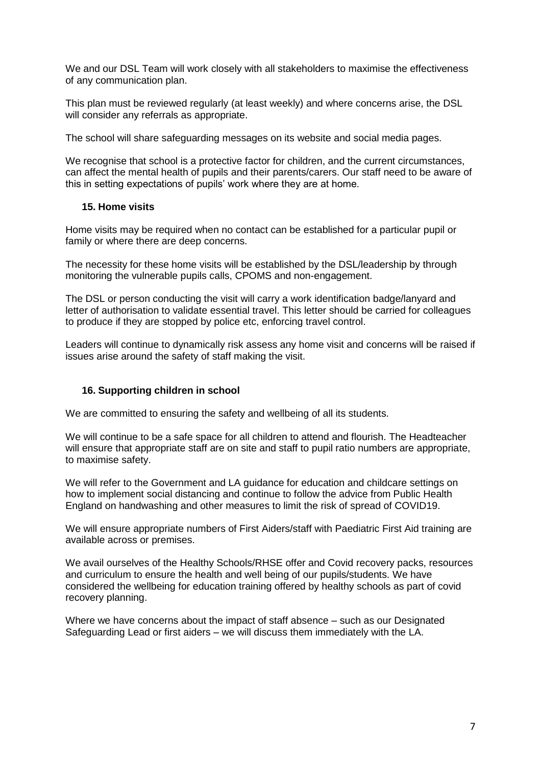We and our DSL Team will work closely with all stakeholders to maximise the effectiveness of any communication plan.

This plan must be reviewed regularly (at least weekly) and where concerns arise, the DSL will consider any referrals as appropriate.

The school will share safeguarding messages on its website and social media pages.

We recognise that school is a protective factor for children, and the current circumstances, can affect the mental health of pupils and their parents/carers. Our staff need to be aware of this in setting expectations of pupils' work where they are at home.

### 15. Home visits

Home visits may be required when no contact can be established for a particular pupil or family or where there are deep concerns.

The necessity for these home visits will be established by the DSL/leadership by through monitoring the vulnerable pupils calls, CPOMS and non-engagement.

The DSL or person conducting the visit will carry a work identification badge/lanyard and letter of authorisation to validate essential travel. This letter should be carried for colleagues to produce if they are stopped by police etc, enforcing travel control.

Leaders will continue to dynamically risk assess any home visit and concerns will be raised if issues arise around the safety of staff making the visit.

### 16. Supporting children in school

We are committed to ensuring the safety and wellbeing of all its students.

We will continue to be a safe space for all children to attend and flourish. The Headteacher will ensure that appropriate staff are on site and staff to pupil ratio numbers are appropriate, to maximise safety.

We will refer to the Government and LA guidance for education and childcare settings on how to implement social distancing and continue to follow the advice from Public Health England on handwashing and other measures to limit the risk of spread of COVID19.

We will ensure appropriate numbers of First Aiders/staff with Paediatric First Aid training are available across or premises.

We avail ourselves of the Healthy Schools/RHSE offer and Covid recovery packs, resources and curriculum to ensure the health and well being of our pupils/students. We have considered the wellbeing for education training offered by healthy schools as part of covid recovery planning.

Where we have concerns about the impact of staff absence – such as our Designated Safeguarding Lead or first aiders – we will discuss them immediately with the LA.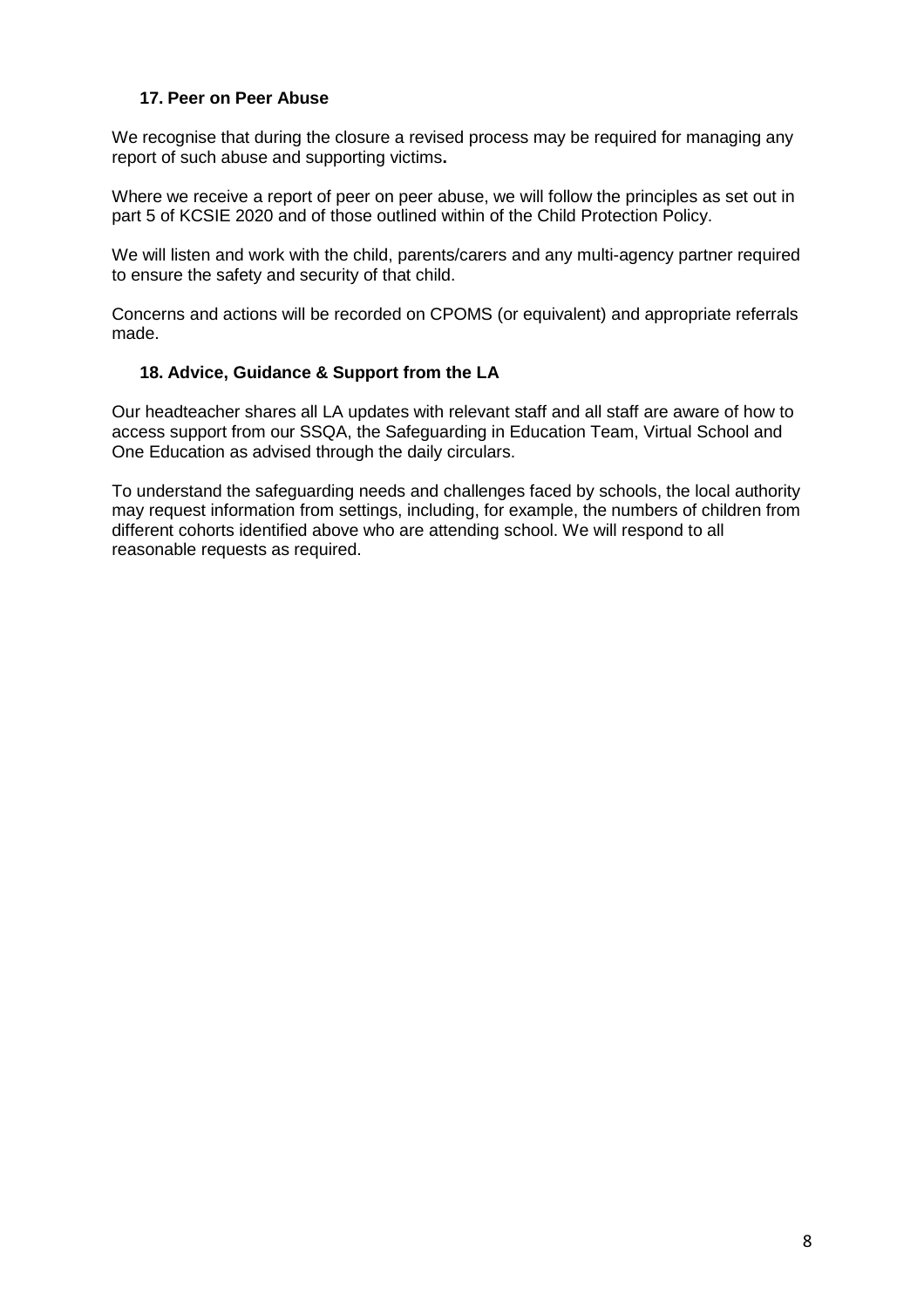### 17. Peer on Peer Abuse

We recognise that during the closure a revised process may be required for managing any report of such abuse and supporting victims**.**

Where we receive a report of peer on peer abuse, we will follow the principles as set out in part 5 of KCSIE 2020 and of those outlined within of the Child Protection Policy.

We will listen and work with the child, parents/carers and any multi-agency partner required to ensure the safety and security of that child.

Concerns and actions will be recorded on CPOMS (or equivalent) and appropriate referrals made.

### 18. Advice, Guidance & Support from the LA

Our headteacher shares all LA updates with relevant staff and all staff are aware of how to access support from our SSQA, the Safeguarding in Education Team, Virtual School and One Education as advised through the daily circulars.

To understand the safeguarding needs and challenges faced by schools, the local authority may request information from settings, including, for example, the numbers of children from different cohorts identified above who are attending school. We will respond to all reasonable requests as required.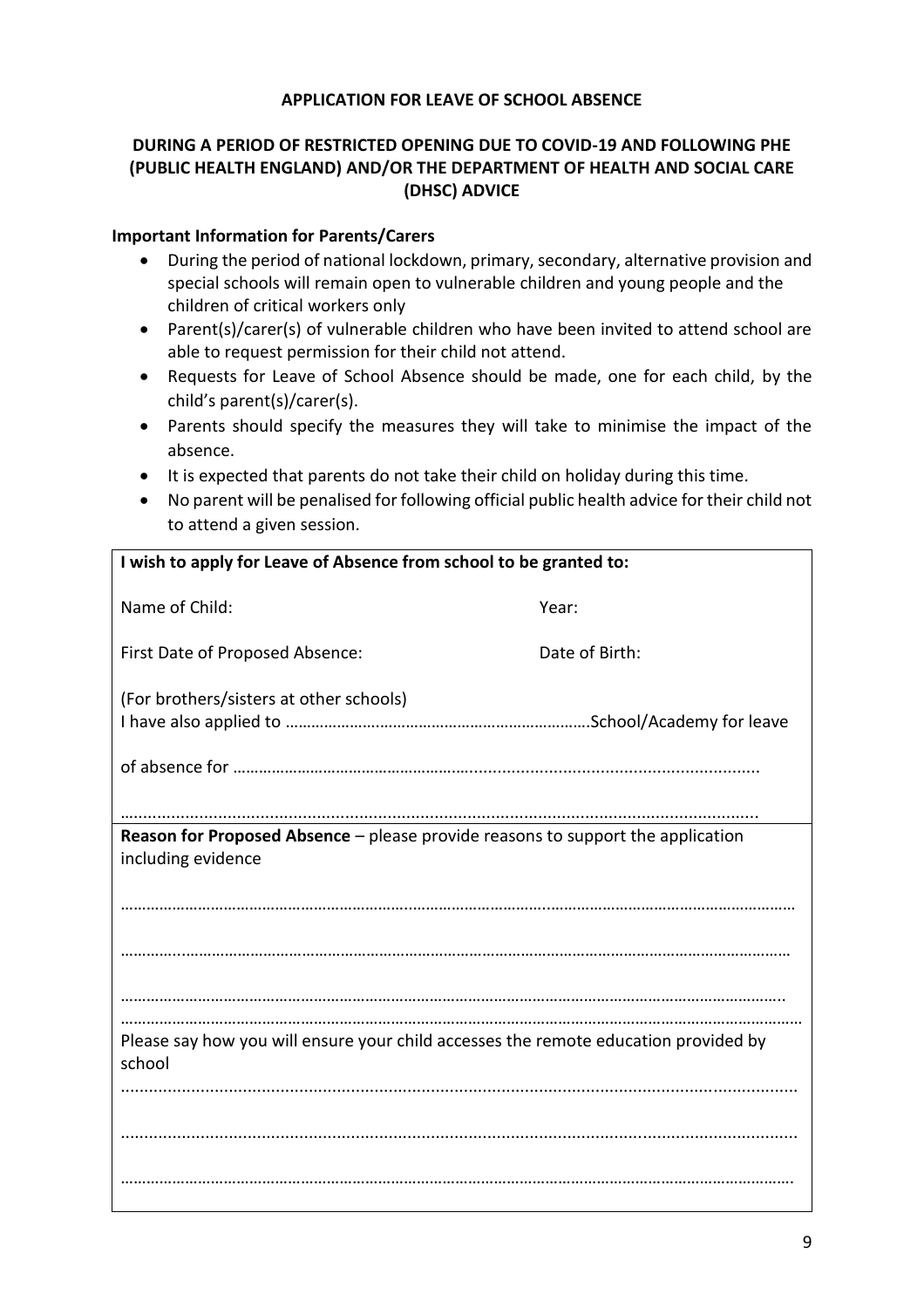**APPLICATION FOR LEAVE OF SCHOOL ABSENCE**

**DURING A PERIOD OF RESTRICTED OPENING DUE TO COVID-19 AND FOLLOWING PHE (PUBLIC HEALTH ENGLAND) AND/OR THE DEPARTMENT OF HEALTH AND SOCIAL CARE (DHSC) ADVICE**

**Important Information for Parents/Carers**

- During the period of national lockdown, primary, secondary, alternative provision and special schools will remain open to vulnerable children and young people and the children of critical workers only
- Parent(s)/carer(s) of vulnerable children who have been invited to attend school are able to request permission for their child not attend.
- Requests for Leave of School Absence should be made, one for each child, by the child's parent(s)/carer(s).
- Parents should specify the measures they will take to minimise the impact of the absence.
- It is expected that parents do not take their child on holiday during this time.
- No parent will be penalised for following official public health advice for their child not to attend a given session.

**I wish to apply for Leave of Absence from school to be granted to:**

Name of Child: Year:

First Date of Proposed Absence: Date of Birth:

(For brothers/sisters at other schools)
I have also applied to ……………………………………………………………School/Academy for leave

of absence for ……………………………………………………………………………………………………

……………………………………………………………………………………………………………………

**Reason for Proposed Absence** – please provide reasons to support the application including evidence

……………………………………………………………………………………………………………………

……………………………………………………………………………………………………………………

……………………………………………………………………………………………………………………

……………………………………………………………………………………………………………………

Please say how you will ensure your child accesses the remote education provided by school

……………………………………………………………………………………………………………………

……………………………………………………………………………………………………………………

……………………………………………………………………………………………………………………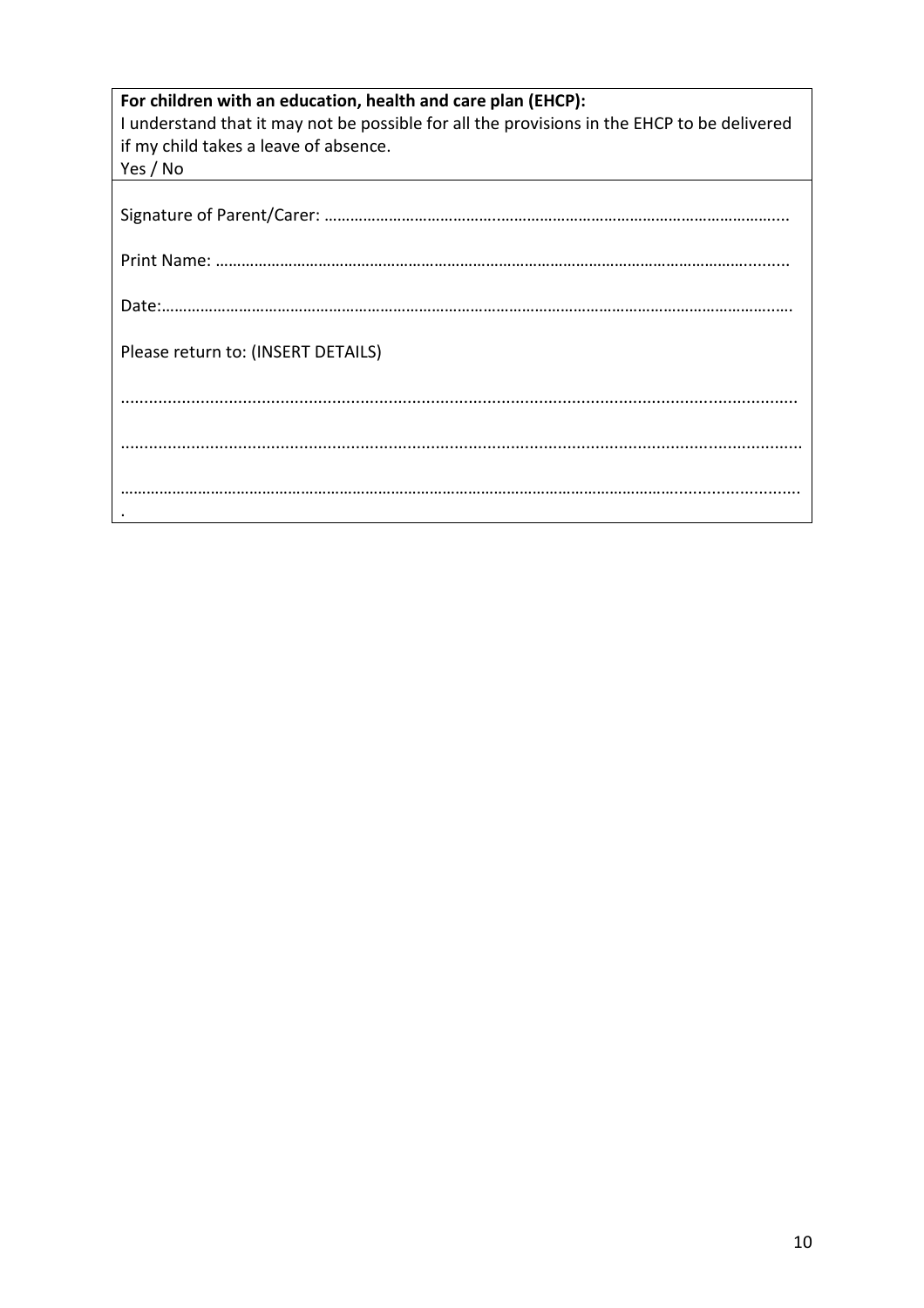**For children with an education, health and care plan (EHCP):**
I understand that it may not be possible for all the provisions in the EHCP to be delivered if my child takes a leave of absence.
Yes / No

Signature of Parent/Carer: ……………………………………………………………………………………………

Print Name: …………………………………………………………………………………………………………………

Date:………………………………………………………………………………………………………………………….

Please return to: (INSERT DETAILS)

………………………………………………………………………………………………………………………………

………………………………………………………………………………………………………………………………

………………………………………………………………………………………………………………………………
.